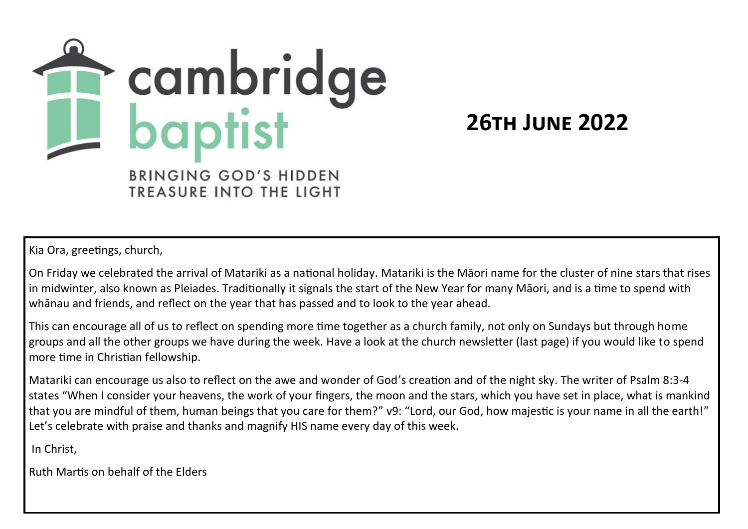cambridge baptist

BRINGING GOD'S HIDDEN TREASURE INTO THE LIGHT

# 26th June 2022

Kia Ora, greetings, church,

On Friday we celebrated the arrival of Matariki as a national holiday. Matariki is the Māori name for the cluster of nine stars that rises in midwinter, also known as Pleiades. Traditionally it signals the start of the New Year for many Māori, and is a time to spend with whānau and friends, and reflect on the year that has passed and to look to the year ahead.

This can encourage all of us to reflect on spending more time together as a church family, not only on Sundays but through home groups and all the other groups we have during the week. Have a look at the church newsletter (last page) if you would like to spend more time in Christian fellowship.

Matariki can encourage us also to reflect on the awe and wonder of God's creation and of the night sky. The writer of Psalm 8:3-4 states "When I consider your heavens, the work of your fingers, the moon and the stars, which you have set in place, what is mankind that you are mindful of them, human beings that you care for them?" v9: "Lord, our God, how majestic is your name in all the earth!" Let's celebrate with praise and thanks and magnify HIS name every day of this week.

In Christ,

Ruth Martis on behalf of the Elders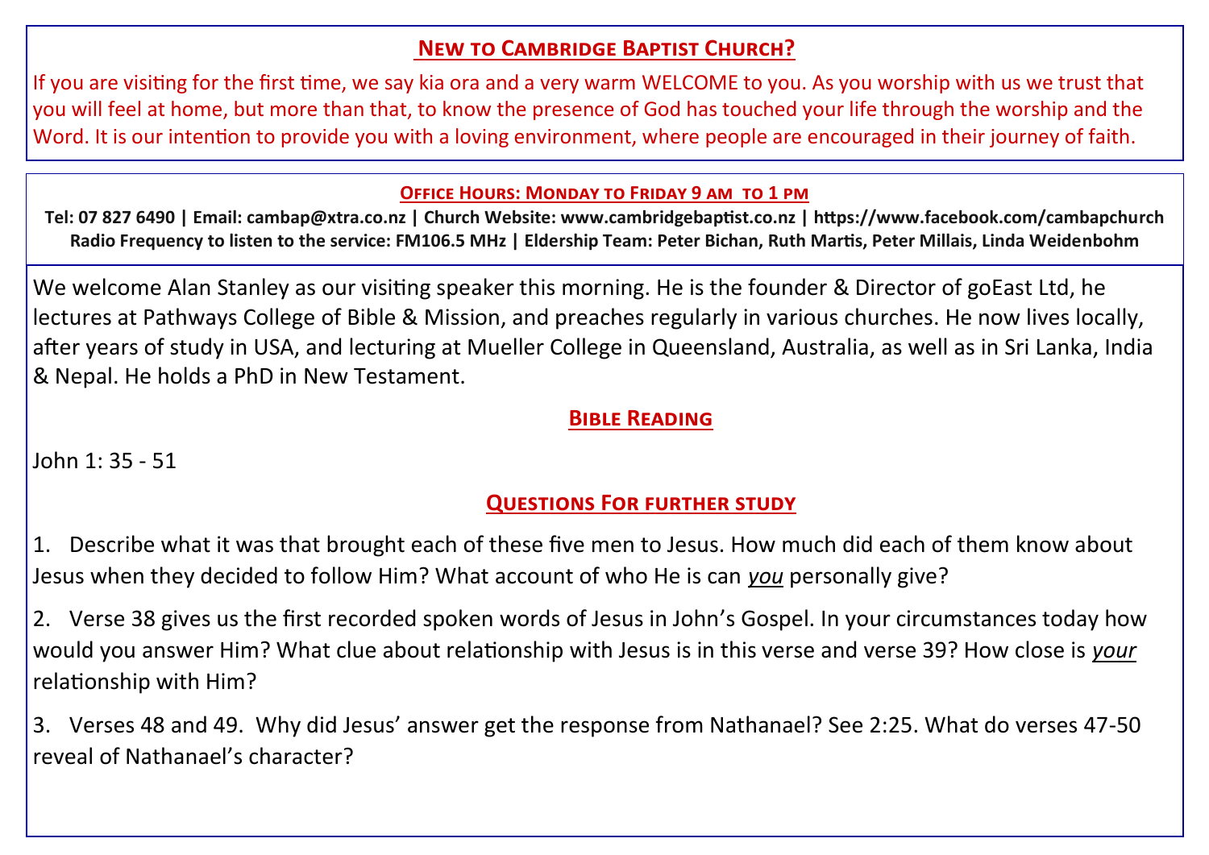## New to Cambridge Baptist Church?

If you are visiting for the first time, we say kia ora and a very warm WELCOME to you. As you worship with us we trust that you will feel at home, but more than that, to know the presence of God has touched your life through the worship and the Word. It is our intention to provide you with a loving environment, where people are encouraged in their journey of faith.

### Office Hours: Monday to Friday 9 am to 1 pm

**Tel: 07 827 6490 | Email: cambap@xtra.co.nz | Church Website: www.cambridgebaptist.co.nz | https://www.facebook.com/cambapchurch**
**Radio Frequency to listen to the service: FM106.5 MHz | Eldership Team: Peter Bichan, Ruth Martis, Peter Millais, Linda Weidenbohm**

We welcome Alan Stanley as our visiting speaker this morning. He is the founder & Director of goEast Ltd, he lectures at Pathways College of Bible & Mission, and preaches regularly in various churches. He now lives locally, after years of study in USA, and lecturing at Mueller College in Queensland, Australia, as well as in Sri Lanka, India & Nepal. He holds a PhD in New Testament.

## Bible Reading

John 1: 35 - 51

## Questions For further study

1. Describe what it was that brought each of these five men to Jesus. How much did each of them know about Jesus when they decided to follow Him? What account of who He is can *you* personally give?

2. Verse 38 gives us the first recorded spoken words of Jesus in John's Gospel. In your circumstances today how would you answer Him? What clue about relationship with Jesus is in this verse and verse 39? How close is *your* relationship with Him?

3. Verses 48 and 49. Why did Jesus' answer get the response from Nathanael? See 2:25. What do verses 47-50 reveal of Nathanael's character?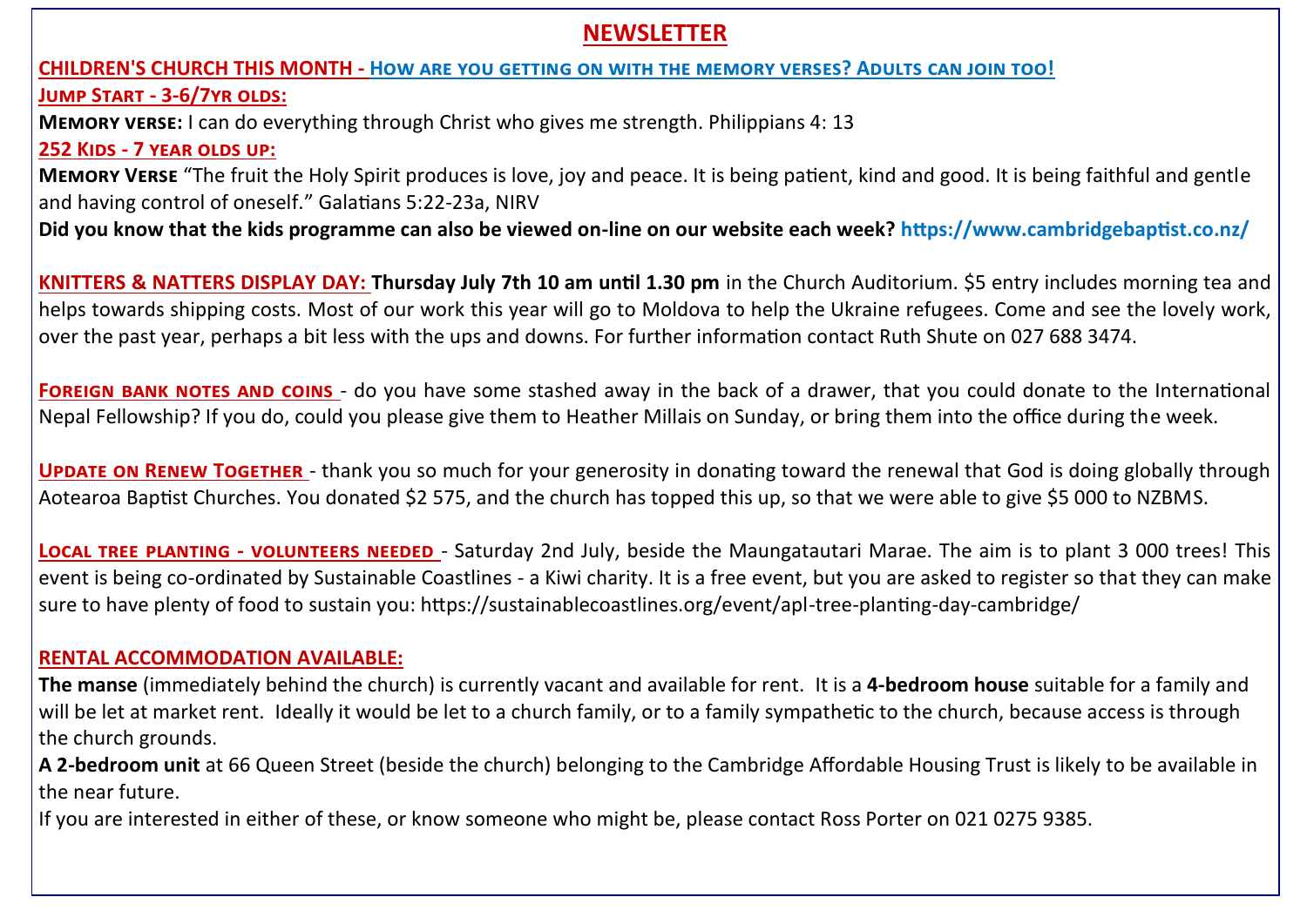# NEWSLETTER

**CHILDREN'S CHURCH THIS MONTH - How are you getting on with the memory verses? Adults can join too!**

**Jump Start - 3-6/7yr olds:**

**Memory verse:** I can do everything through Christ who gives me strength. Philippians 4: 13

**252 Kids - 7 year olds up:**

**Memory Verse** "The fruit the Holy Spirit produces is love, joy and peace. It is being patient, kind and good. It is being faithful and gentle and having control of oneself." Galatians 5:22-23a, NIRV

**Did you know that the kids programme can also be viewed on-line on our website each week? https://www.cambridgebaptist.co.nz/**

**KNITTERS & NATTERS DISPLAY DAY:** **Thursday July 7th 10 am until 1.30 pm** in the Church Auditorium. $5 entry includes morning tea and helps towards shipping costs. Most of our work this year will go to Moldova to help the Ukraine refugees. Come and see the lovely work, over the past year, perhaps a bit less with the ups and downs. For further information contact Ruth Shute on 027 688 3474.

**Foreign bank notes and coins** - do you have some stashed away in the back of a drawer, that you could donate to the International Nepal Fellowship? If you do, could you please give them to Heather Millais on Sunday, or bring them into the office during the week.

**Update on Renew Together** - thank you so much for your generosity in donating toward the renewal that God is doing globally through Aotearoa Baptist Churches. You donated $2 575, and the church has topped this up, so that we were able to give $5 000 to NZBMS.

**Local tree planting - volunteers needed** - Saturday 2nd July, beside the Maungatautari Marae. The aim is to plant 3 000 trees! This event is being co-ordinated by Sustainable Coastlines - a Kiwi charity. It is a free event, but you are asked to register so that they can make sure to have plenty of food to sustain you: https://sustainablecoastlines.org/event/apl-tree-planting-day-cambridge/

**RENTAL ACCOMMODATION AVAILABLE:**

**The manse** (immediately behind the church) is currently vacant and available for rent. It is a **4-bedroom house** suitable for a family and will be let at market rent. Ideally it would be let to a church family, or to a family sympathetic to the church, because access is through the church grounds.

**A 2-bedroom unit** at 66 Queen Street (beside the church) belonging to the Cambridge Affordable Housing Trust is likely to be available in the near future.

If you are interested in either of these, or know someone who might be, please contact Ross Porter on 021 0275 9385.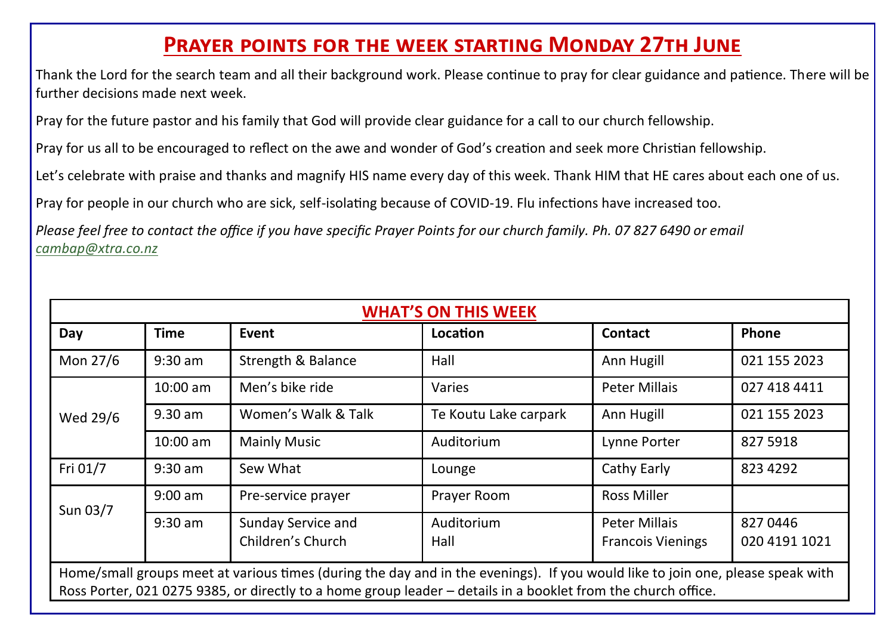# Prayer points for the week starting Monday 27th June

Thank the Lord for the search team and all their background work. Please continue to pray for clear guidance and patience. There will be further decisions made next week.

Pray for the future pastor and his family that God will provide clear guidance for a call to our church fellowship.

Pray for us all to be encouraged to reflect on the awe and wonder of God's creation and seek more Christian fellowship.

Let's celebrate with praise and thanks and magnify HIS name every day of this week. Thank HIM that HE cares about each one of us.

Pray for people in our church who are sick, self-isolating because of COVID-19. Flu infections have increased too.

*Please feel free to contact the office if you have specific Prayer Points for our church family. Ph. 07 827 6490 or email cambap@xtra.co.nz*

## WHAT'S ON THIS WEEK

| Day | Time | Event | Location | Contact | Phone |
|---|---|---|---|---|---|
| Mon 27/6 | 9:30 am | Strength & Balance | Hall | Ann Hugill | 021 155 2023 |
| Wed 29/6 | 10:00 am | Men's bike ride | Varies | Peter Millais | 027 418 4411 |
| | 9.30 am | Women's Walk & Talk | Te Koutu Lake carpark | Ann Hugill | 021 155 2023 |
| | 10:00 am | Mainly Music | Auditorium | Lynne Porter | 827 5918 |
| Fri 01/7 | 9:30 am | Sew What | Lounge | Cathy Early | 823 4292 |
| Sun 03/7 | 9:00 am | Pre-service prayer | Prayer Room | Ross Miller | |
| | 9:30 am | Sunday Service and Children's Church | Auditorium Hall | Peter Millais Francois Vienings | 827 0446 020 4191 1021 |

Home/small groups meet at various times (during the day and in the evenings). If you would like to join one, please speak with Ross Porter, 021 0275 9385, or directly to a home group leader – details in a booklet from the church office.